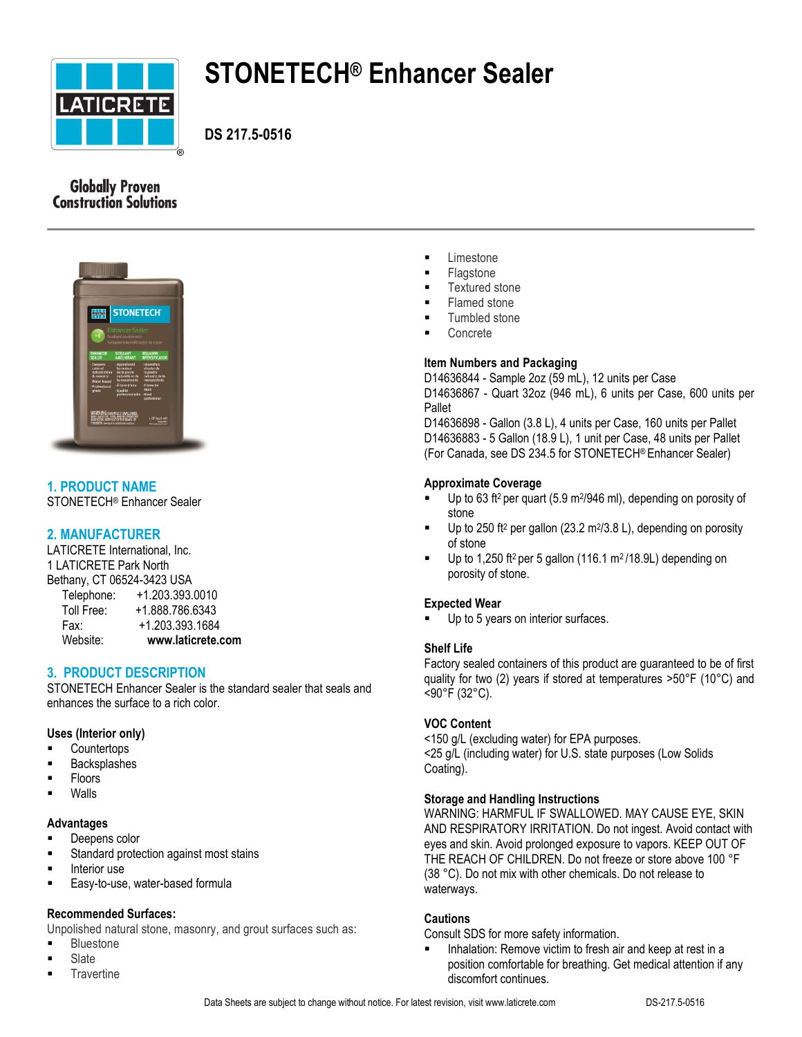# STONETECH® Enhancer Sealer

**DS 217.5-0516**

Globally Proven Construction Solutions

## 1. PRODUCT NAME

STONETECH® Enhancer Sealer

## 2. MANUFACTURER

LATICRETE International, Inc.
1 LATICRETE Park North
Bethany, CT 06524-3423 USA

Telephone: +1.203.393.0010
Toll Free: +1.888.786.6343
Fax: +1.203.393.1684
Website: **www.laticrete.com**

## 3. PRODUCT DESCRIPTION

STONETECH Enhancer Sealer is the standard sealer that seals and enhances the surface to a rich color.

### Uses (Interior only)

- Countertops
- Backsplashes
- Floors
- Walls

### Advantages

- Deepens color
- Standard protection against most stains
- Interior use
- Easy-to-use, water-based formula

### Recommended Surfaces:

Unpolished natural stone, masonry, and grout surfaces such as:

- Bluestone
- Slate
- Travertine
- Limestone
- Flagstone
- Textured stone
- Flamed stone
- Tumbled stone
- Concrete

### Item Numbers and Packaging

D14636844 - Sample 2oz (59 mL), 12 units per Case
D14636867 - Quart 32oz (946 mL), 6 units per Case, 600 units per Pallet
D14636898 - Gallon (3.8 L), 4 units per Case, 160 units per Pallet
D14636883 - 5 Gallon (18.9 L), 1 unit per Case, 48 units per Pallet
(For Canada, see DS 234.5 for STONETECH® Enhancer Sealer)

### Approximate Coverage

- Up to 63 ft² per quart (5.9 m²/946 ml), depending on porosity of stone
- Up to 250 ft² per gallon (23.2 m²/3.8 L), depending on porosity of stone
- Up to 1,250 ft² per 5 gallon (116.1 m²/18.9L) depending on porosity of stone.

### Expected Wear

- Up to 5 years on interior surfaces.

### Shelf Life

Factory sealed containers of this product are guaranteed to be of first quality for two (2) years if stored at temperatures >50°F (10°C) and <90°F (32°C).

### VOC Content

<150 g/L (excluding water) for EPA purposes.
<25 g/L (including water) for U.S. state purposes (Low Solids Coating).

### Storage and Handling Instructions

WARNING: HARMFUL IF SWALLOWED. MAY CAUSE EYE, SKIN AND RESPIRATORY IRRITATION. Do not ingest. Avoid contact with eyes and skin. Avoid prolonged exposure to vapors. KEEP OUT OF THE REACH OF CHILDREN. Do not freeze or store above 100 °F (38 °C). Do not mix with other chemicals. Do not release to waterways.

### Cautions

Consult SDS for more safety information.

- Inhalation: Remove victim to fresh air and keep at rest in a position comfortable for breathing. Get medical attention if any discomfort continues.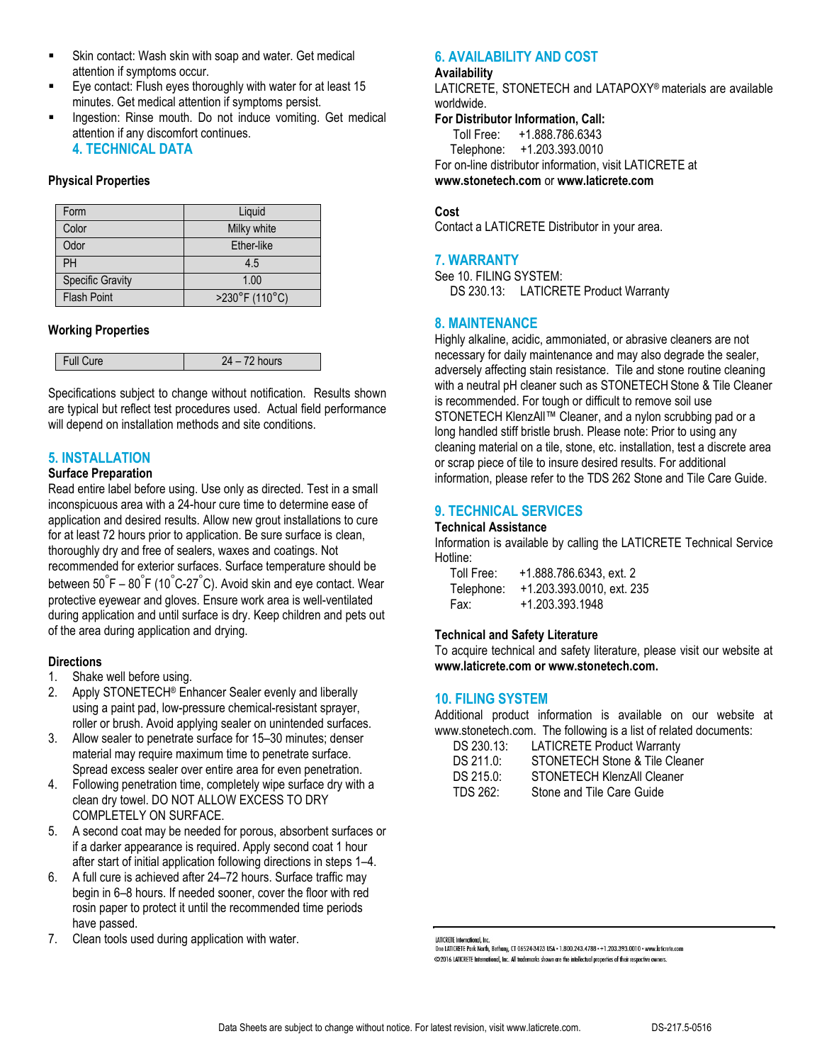- Skin contact: Wash skin with soap and water. Get medical attention if symptoms occur.
- Eye contact: Flush eyes thoroughly with water for at least 15 minutes. Get medical attention if symptoms persist.
- Ingestion: Rinse mouth. Do not induce vomiting. Get medical attention if any discomfort continues.

## 4. TECHNICAL DATA

**Physical Properties**

| | |
|---|---|
| Form | Liquid |
| Color | Milky white |
| Odor | Ether-like |
| PH | 4.5 |
| Specific Gravity | 1.00 |
| Flash Point | >230°F (110°C) |

**Working Properties**

| | |
|---|---|
| Full Cure | 24 – 72 hours |

Specifications subject to change without notification. Results shown are typical but reflect test procedures used. Actual field performance will depend on installation methods and site conditions.

## 5. INSTALLATION

**Surface Preparation**

Read entire label before using. Use only as directed. Test in a small inconspicuous area with a 24-hour cure time to determine ease of application and desired results. Allow new grout installations to cure for at least 72 hours prior to application. Be sure surface is clean, thoroughly dry and free of sealers, waxes and coatings. Not recommended for exterior surfaces. Surface temperature should be between 50°F – 80°F (10°C-27°C). Avoid skin and eye contact. Wear protective eyewear and gloves. Ensure work area is well-ventilated during application and until surface is dry. Keep children and pets out of the area during application and drying.

**Directions**

1. Shake well before using.
2. Apply STONETECH® Enhancer Sealer evenly and liberally using a paint pad, low-pressure chemical-resistant sprayer, roller or brush. Avoid applying sealer on unintended surfaces.
3. Allow sealer to penetrate surface for 15–30 minutes; denser material may require maximum time to penetrate surface. Spread excess sealer over entire area for even penetration.
4. Following penetration time, completely wipe surface dry with a clean dry towel. DO NOT ALLOW EXCESS TO DRY COMPLETELY ON SURFACE.
5. A second coat may be needed for porous, absorbent surfaces or if a darker appearance is required. Apply second coat 1 hour after start of initial application following directions in steps 1–4.
6. A full cure is achieved after 24–72 hours. Surface traffic may begin in 6–8 hours. If needed sooner, cover the floor with red rosin paper to protect it until the recommended time periods have passed.
7. Clean tools used during application with water.

## 6. AVAILABILITY AND COST

**Availability**

LATICRETE, STONETECH and LATAPOXY® materials are available worldwide.

**For Distributor Information, Call:**

Toll Free: +1.888.786.6343
Telephone: +1.203.393.0010

For on-line distributor information, visit LATICRETE at **www.stonetech.com** or **www.laticrete.com**

**Cost**

Contact a LATICRETE Distributor in your area.

## 7. WARRANTY

See 10. FILING SYSTEM:
DS 230.13: LATICRETE Product Warranty

## 8. MAINTENANCE

Highly alkaline, acidic, ammoniated, or abrasive cleaners are not necessary for daily maintenance and may also degrade the sealer, adversely affecting stain resistance. Tile and stone routine cleaning with a neutral pH cleaner such as STONETECH Stone & Tile Cleaner is recommended. For tough or difficult to remove soil use STONETECH KlenzAll™ Cleaner, and a nylon scrubbing pad or a long handled stiff bristle brush. Please note: Prior to using any cleaning material on a tile, stone, etc. installation, test a discrete area or scrap piece of tile to insure desired results. For additional information, please refer to the TDS 262 Stone and Tile Care Guide.

## 9. TECHNICAL SERVICES

**Technical Assistance**

Information is available by calling the LATICRETE Technical Service Hotline:

Toll Free: +1.888.786.6343, ext. 2
Telephone: +1.203.393.0010, ext. 235
Fax: +1.203.393.1948

**Technical and Safety Literature**

To acquire technical and safety literature, please visit our website at **www.laticrete.com or www.stonetech.com.**

## 10. FILING SYSTEM

Additional product information is available on our website at www.stonetech.com. The following is a list of related documents:

DS 230.13: LATICRETE Product Warranty
DS 211.0: STONETECH Stone & Tile Cleaner
DS 215.0: STONETECH KlenzAll Cleaner
TDS 262: Stone and Tile Care Guide

LATICRETE International, Inc.
One LATICRETE Park North, Bethany, CT 06524-3423 USA • 1.800.243.4788 • +1.203.393.0010 • www.laticrete.com
©2016 LATICRETE International, Inc. All trademarks shown are the intellectual properties of their respective owners.

Data Sheets are subject to change without notice. For latest revision, visit www.laticrete.com. DS-217.5-0516